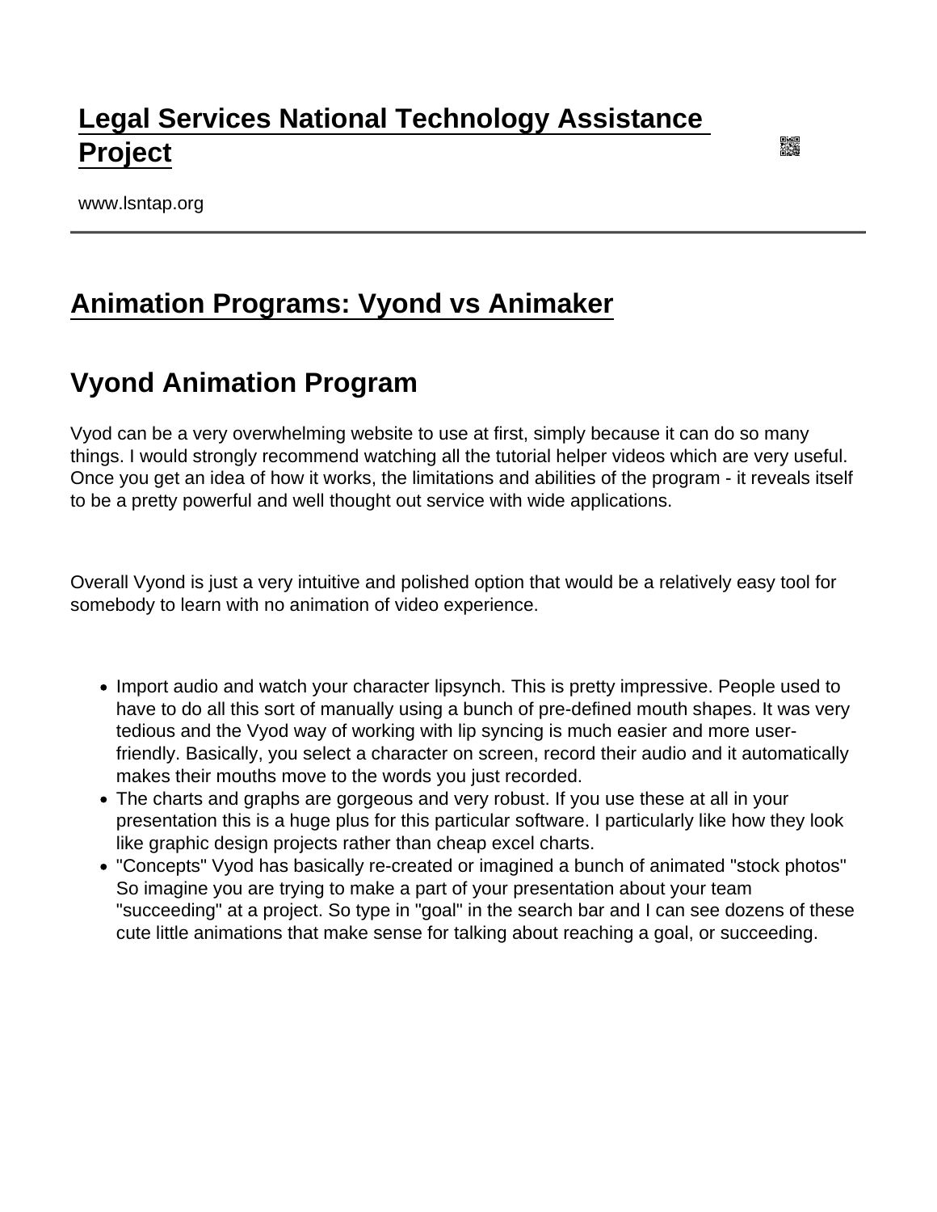# Legal Services National Technology Assistance Project

www.lsntap.org

## Animation Programs: Vyond vs Animaker

## Vyond Animation Program

Vyod can be a very overwhelming website to use at first, simply because it can do so many things. I would strongly recommend watching all the tutorial helper videos which are very useful. Once you get an idea of how it works, the limitations and abilities of the program - it reveals itself to be a pretty powerful and well thought out service with wide applications.

Overall Vyond is just a very intuitive and polished option that would be a relatively easy tool for somebody to learn with no animation of video experience.

- Import audio and watch your character lipsynch. This is pretty impressive. People used to have to do all this sort of manually using a bunch of pre-defined mouth shapes. It was very tedious and the Vyod way of working with lip syncing is much easier and more user-friendly. Basically, you select a character on screen, record their audio and it automatically makes their mouths move to the words you just recorded.
- The charts and graphs are gorgeous and very robust. If you use these at all in your presentation this is a huge plus for this particular software. I particularly like how they look like graphic design projects rather than cheap excel charts.
- "Concepts" Vyod has basically re-created or imagined a bunch of animated "stock photos" So imagine you are trying to make a part of your presentation about your team "succeeding" at a project. So type in "goal" in the search bar and I can see dozens of these cute little animations that make sense for talking about reaching a goal, or succeeding.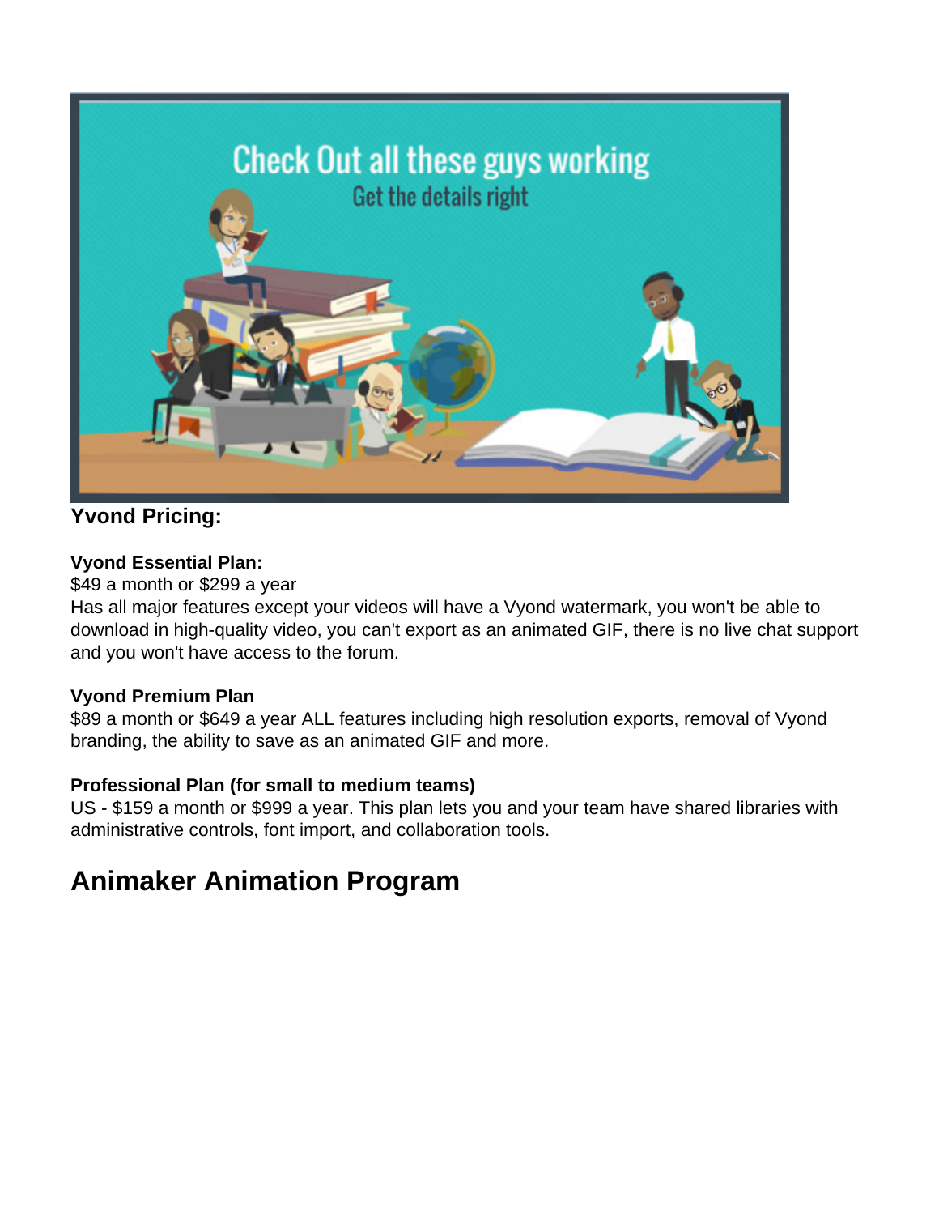**Yvond Pricing:**

**Vyond Essential Plan:**
$49 a month or $299 a year
Has all major features except your videos will have a Vyond watermark, you won't be able to download in high-quality video, you can't export as an animated GIF, there is no live chat support and you won't have access to the forum.

**Vyond Premium Plan**
$89 a month or $649 a year ALL features including high resolution exports, removal of Vyond branding, the ability to save as an animated GIF and more.

**Professional Plan (for small to medium teams)**
US - $159 a month or $999 a year. This plan lets you and your team have shared libraries with administrative controls, font import, and collaboration tools.

## Animaker Animation Program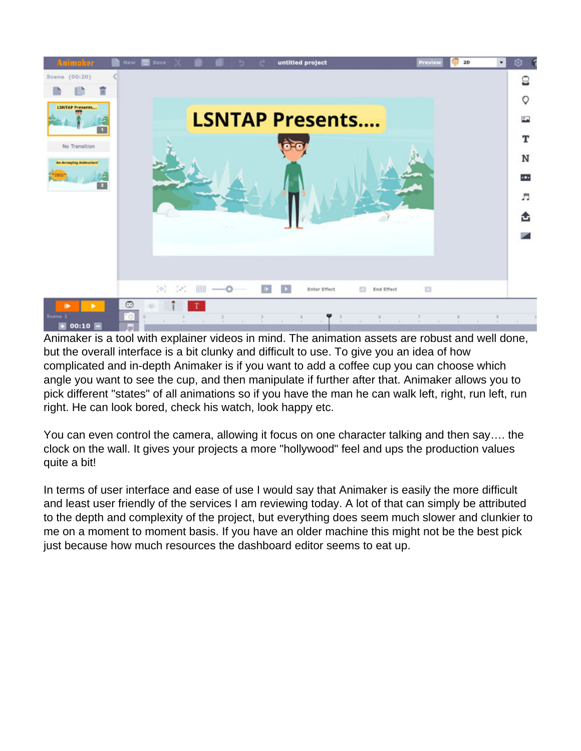Animaker is a tool with explainer videos in mind. The animation assets are robust and well done, but the overall interface is a bit clunky and difficult to use. To give you an idea of how complicated and in-depth Animaker is if you want to add a coffee cup you can choose which angle you want to see the cup, and then manipulate if further after that. Animaker allows you to pick different "states" of all animations so if you have the man he can walk left, right, run left, run right. He can look bored, check his watch, look happy etc.

You can even control the camera, allowing it focus on one character talking and then say…. the clock on the wall. It gives your projects a more "hollywood" feel and ups the production values quite a bit!

In terms of user interface and ease of use I would say that Animaker is easily the more difficult and least user friendly of the services I am reviewing today. A lot of that can simply be attributed to the depth and complexity of the project, but everything does seem much slower and clunkier to me on a moment to moment basis. If you have an older machine this might not be the best pick just because how much resources the dashboard editor seems to eat up.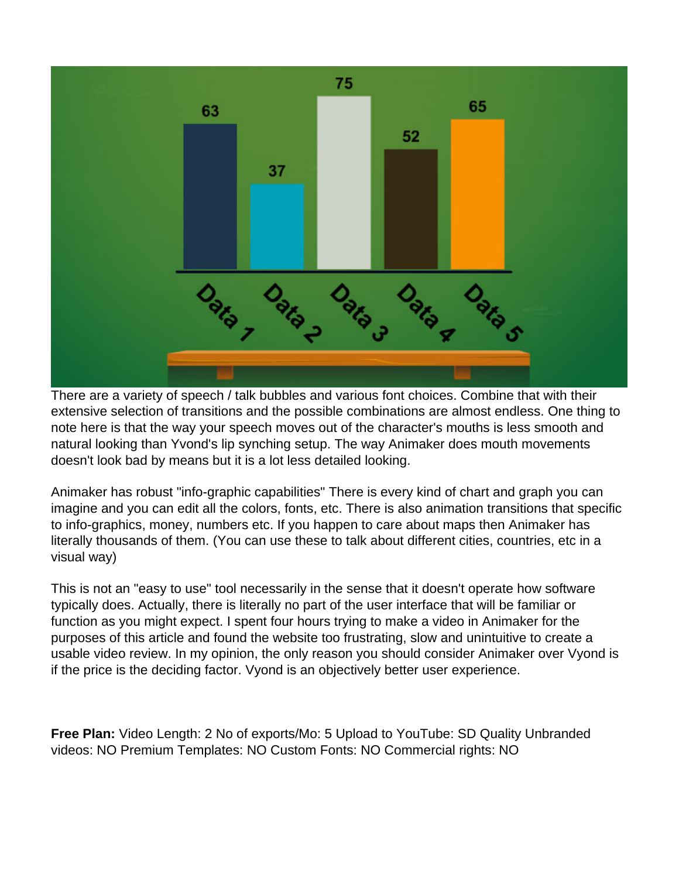There are a variety of speech / talk bubbles and various font choices. Combine that with their extensive selection of transitions and the possible combinations are almost endless. One thing to note here is that the way your speech moves out of the character's mouths is less smooth and natural looking than Yvond's lip synching setup. The way Animaker does mouth movements doesn't look bad by means but it is a lot less detailed looking.

Animaker has robust "info-graphic capabilities" There is every kind of chart and graph you can imagine and you can edit all the colors, fonts, etc. There is also animation transitions that specific to info-graphics, money, numbers etc. If you happen to care about maps then Animaker has literally thousands of them. (You can use these to talk about different cities, countries, etc in a visual way)

This is not an "easy to use" tool necessarily in the sense that it doesn't operate how software typically does. Actually, there is literally no part of the user interface that will be familiar or function as you might expect. I spent four hours trying to make a video in Animaker for the purposes of this article and found the website too frustrating, slow and unintuitive to create a usable video review. In my opinion, the only reason you should consider Animaker over Vyond is if the price is the deciding factor. Vyond is an objectively better user experience.

**Free Plan:** Video Length: 2 No of exports/Mo: 5 Upload to YouTube: SD Quality Unbranded videos: NO Premium Templates: NO Custom Fonts: NO Commercial rights: NO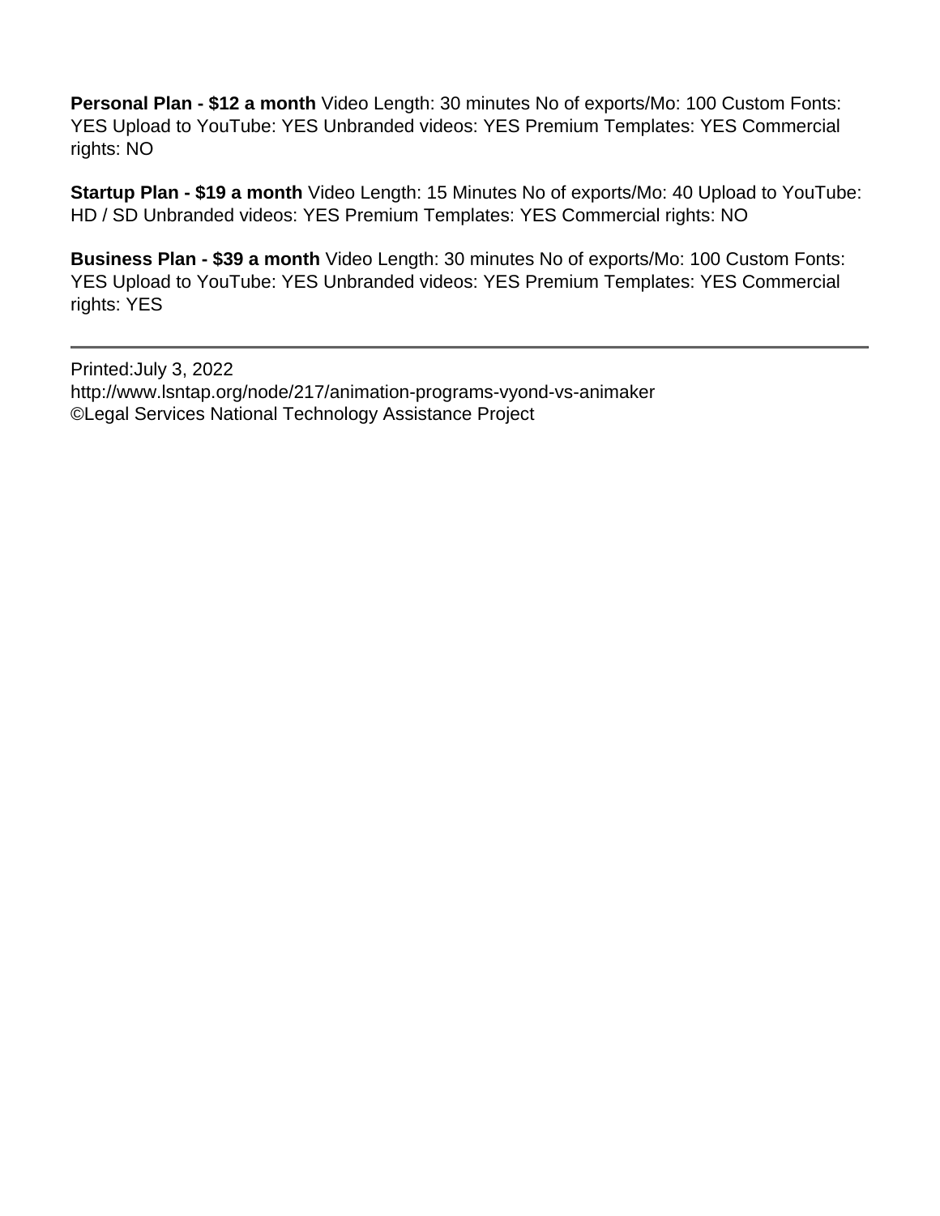**Personal Plan - $12 a month** Video Length: 30 minutes No of exports/Mo: 100 Custom Fonts: YES Upload to YouTube: YES Unbranded videos: YES Premium Templates: YES Commercial rights: NO

**Startup Plan - $19 a month** Video Length: 15 Minutes No of exports/Mo: 40 Upload to YouTube: HD / SD Unbranded videos: YES Premium Templates: YES Commercial rights: NO

**Business Plan - $39 a month** Video Length: 30 minutes No of exports/Mo: 100 Custom Fonts: YES Upload to YouTube: YES Unbranded videos: YES Premium Templates: YES Commercial rights: YES

---

Printed:July 3, 2022
http://www.lsntap.org/node/217/animation-programs-vyond-vs-animaker
©Legal Services National Technology Assistance Project